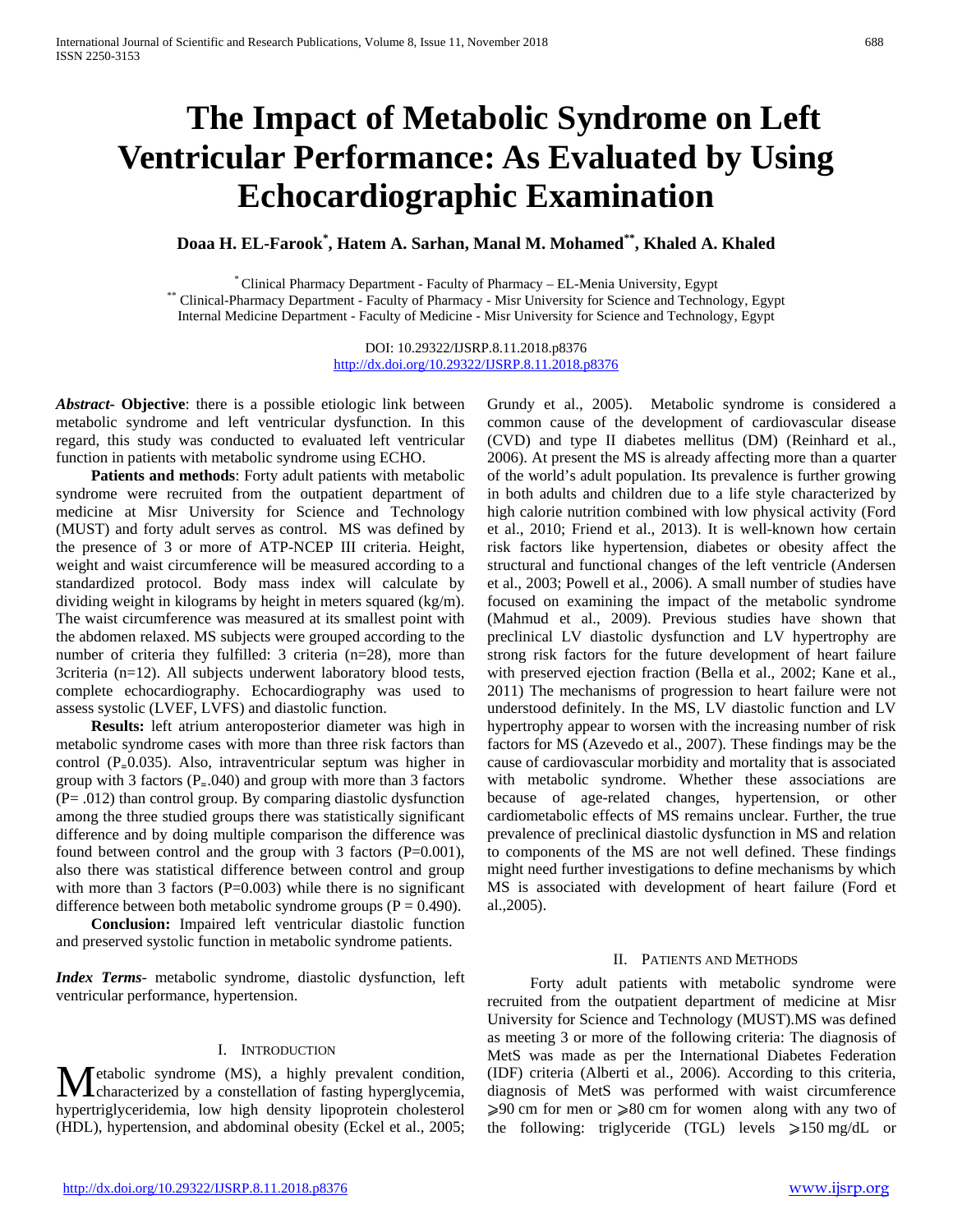# The Impact of Metabolic Syndrome on Left Ventricular Performance: As Evaluated by Using Echocardiographic Examination

**Doaa H. EL-Farook[*], Hatem A. Sarhan, Manal M. Mohamed[**], Khaled A. Khaled**

[*] Clinical Pharmacy Department - Faculty of Pharmacy – EL-Menia University, Egypt
[**] Clinical-Pharmacy Department - Faculty of Pharmacy - Misr University for Science and Technology, Egypt
Internal Medicine Department - Faculty of Medicine - Misr University for Science and Technology, Egypt

DOI: 10.29322/IJSRP.8.11.2018.p8376
http://dx.doi.org/10.29322/IJSRP.8.11.2018.p8376

***Abstract*- Objective**: there is a possible etiologic link between metabolic syndrome and left ventricular dysfunction. In this regard, this study was conducted to evaluated left ventricular function in patients with metabolic syndrome using ECHO.

**Patients and methods**: Forty adult patients with metabolic syndrome were recruited from the outpatient department of medicine at Misr University for Science and Technology (MUST) and forty adult serves as control. MS was defined by the presence of 3 or more of ATP-NCEP III criteria. Height, weight and waist circumference will be measured according to a standardized protocol. Body mass index will calculate by dividing weight in kilograms by height in meters squared (kg/m). The waist circumference was measured at its smallest point with the abdomen relaxed. MS subjects were grouped according to the number of criteria they fulfilled: 3 criteria (n=28), more than 3criteria (n=12). All subjects underwent laboratory blood tests, complete echocardiography. Echocardiography was used to assess systolic (LVEF, LVFS) and diastolic function.

**Results:** left atrium anteroposterior diameter was high in metabolic syndrome cases with more than three risk factors than control ($P_=$0.035). Also, intraventricular septum was higher in group with 3 factors ($P_=$.040) and group with more than 3 factors (P= .012) than control group. By comparing diastolic dysfunction among the three studied groups there was statistically significant difference and by doing multiple comparison the difference was found between control and the group with 3 factors (P=0.001), also there was statistical difference between control and group with more than 3 factors (P=0.003) while there is no significant difference between both metabolic syndrome groups (P = 0.490).

**Conclusion:** Impaired left ventricular diastolic function and preserved systolic function in metabolic syndrome patients.

***Index Terms*-** metabolic syndrome, diastolic dysfunction, left ventricular performance, hypertension.

## I. Introduction

Metabolic syndrome (MS), a highly prevalent condition, characterized by a constellation of fasting hyperglycemia, hypertriglyceridemia, low high density lipoprotein cholesterol (HDL), hypertension, and abdominal obesity (Eckel et al., 2005; Grundy et al., 2005). Metabolic syndrome is considered a common cause of the development of cardiovascular disease (CVD) and type II diabetes mellitus (DM) (Reinhard et al., 2006). At present the MS is already affecting more than a quarter of the world's adult population. Its prevalence is further growing in both adults and children due to a life style characterized by high calorie nutrition combined with low physical activity (Ford et al., 2010; Friend et al., 2013). It is well-known how certain risk factors like hypertension, diabetes or obesity affect the structural and functional changes of the left ventricle (Andersen et al., 2003; Powell et al., 2006). A small number of studies have focused on examining the impact of the metabolic syndrome (Mahmud et al., 2009). Previous studies have shown that preclinical LV diastolic dysfunction and LV hypertrophy are strong risk factors for the future development of heart failure with preserved ejection fraction (Bella et al., 2002; Kane et al., 2011) The mechanisms of progression to heart failure were not understood definitely. In the MS, LV diastolic function and LV hypertrophy appear to worsen with the increasing number of risk factors for MS (Azevedo et al., 2007). These findings may be the cause of cardiovascular morbidity and mortality that is associated with metabolic syndrome. Whether these associations are because of age-related changes, hypertension, or other cardiometabolic effects of MS remains unclear. Further, the true prevalence of preclinical diastolic dysfunction in MS and relation to components of the MS are not well defined. These findings might need further investigations to define mechanisms by which MS is associated with development of heart failure (Ford et al.,2005).

## II. Patients and Methods

Forty adult patients with metabolic syndrome were recruited from the outpatient department of medicine at Misr University for Science and Technology (MUST).MS was defined as meeting 3 or more of the following criteria: The diagnosis of MetS was made as per the International Diabetes Federation (IDF) criteria (Alberti et al., 2006). According to this criteria, diagnosis of MetS was performed with waist circumference ⩾90 cm for men or ⩾80 cm for women along with any two of the following: triglyceride (TGL) levels ⩾150 mg/dL or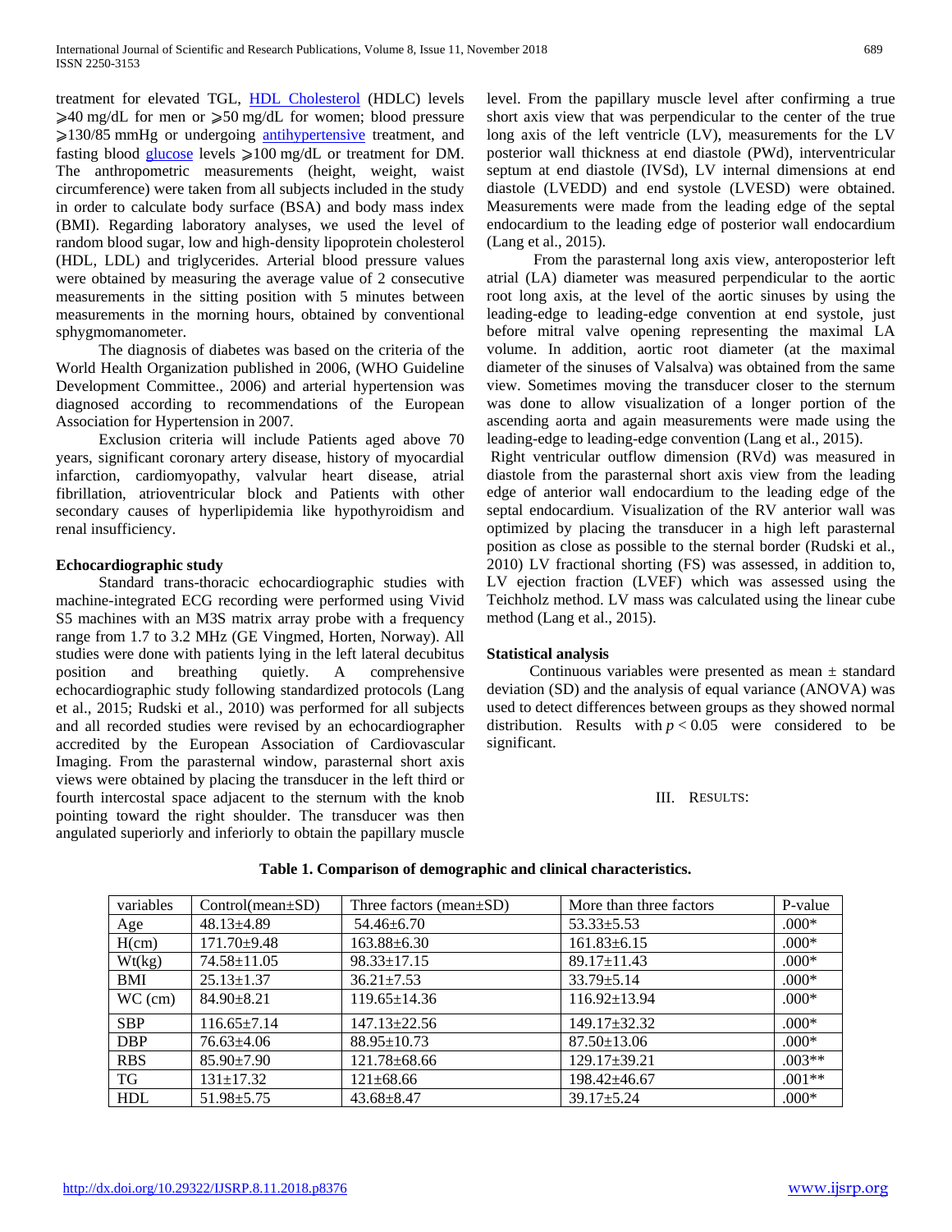treatment for elevated TGL, HDL Cholesterol (HDLC) levels ⩾40 mg/dL for men or ⩾50 mg/dL for women; blood pressure ⩾130/85 mmHg or undergoing antihypertensive treatment, and fasting blood glucose levels ⩾100 mg/dL or treatment for DM. The anthropometric measurements (height, weight, waist circumference) were taken from all subjects included in the study in order to calculate body surface (BSA) and body mass index (BMI). Regarding laboratory analyses, we used the level of random blood sugar, low and high-density lipoprotein cholesterol (HDL, LDL) and triglycerides. Arterial blood pressure values were obtained by measuring the average value of 2 consecutive measurements in the sitting position with 5 minutes between measurements in the morning hours, obtained by conventional sphygmomanometer.

The diagnosis of diabetes was based on the criteria of the World Health Organization published in 2006, (WHO Guideline Development Committee., 2006) and arterial hypertension was diagnosed according to recommendations of the European Association for Hypertension in 2007.

Exclusion criteria will include Patients aged above 70 years, significant coronary artery disease, history of myocardial infarction, cardiomyopathy, valvular heart disease, atrial fibrillation, atrioventricular block and Patients with other secondary causes of hyperlipidemia like hypothyroidism and renal insufficiency.

**Echocardiographic study**

Standard trans-thoracic echocardiographic studies with machine-integrated ECG recording were performed using Vivid S5 machines with an M3S matrix array probe with a frequency range from 1.7 to 3.2 MHz (GE Vingmed, Horten, Norway). All studies were done with patients lying in the left lateral decubitus position and breathing quietly. A comprehensive echocardiographic study following standardized protocols (Lang et al., 2015; Rudski et al., 2010) was performed for all subjects and all recorded studies were revised by an echocardiographer accredited by the European Association of Cardiovascular Imaging. From the parasternal window, parasternal short axis views were obtained by placing the transducer in the left third or fourth intercostal space adjacent to the sternum with the knob pointing toward the right shoulder. The transducer was then angulated superiorly and inferiorly to obtain the papillary muscle level. From the papillary muscle level after confirming a true short axis view that was perpendicular to the center of the true long axis of the left ventricle (LV), measurements for the LV posterior wall thickness at end diastole (PWd), interventricular septum at end diastole (IVSd), LV internal dimensions at end diastole (LVEDD) and end systole (LVESD) were obtained. Measurements were made from the leading edge of the septal endocardium to the leading edge of posterior wall endocardium (Lang et al., 2015).

From the parasternal long axis view, anteroposterior left atrial (LA) diameter was measured perpendicular to the aortic root long axis, at the level of the aortic sinuses by using the leading-edge to leading-edge convention at end systole, just before mitral valve opening representing the maximal LA volume. In addition, aortic root diameter (at the maximal diameter of the sinuses of Valsalva) was obtained from the same view. Sometimes moving the transducer closer to the sternum was done to allow visualization of a longer portion of the ascending aorta and again measurements were made using the leading-edge to leading-edge convention (Lang et al., 2015).

Right ventricular outflow dimension (RVd) was measured in diastole from the parasternal short axis view from the leading edge of anterior wall endocardium to the leading edge of the septal endocardium. Visualization of the RV anterior wall was optimized by placing the transducer in a high left parasternal position as close as possible to the sternal border (Rudski et al., 2010) LV fractional shorting (FS) was assessed, in addition to, LV ejection fraction (LVEF) which was assessed using the Teichholz method. LV mass was calculated using the linear cube method (Lang et al., 2015).

**Statistical analysis**

Continuous variables were presented as mean ± standard deviation (SD) and the analysis of equal variance (ANOVA) was used to detect differences between groups as they showed normal distribution. Results with $p < 0.05$ were considered to be significant.

## III. Results:

**Table 1. Comparison of demographic and clinical characteristics.**

| variables | Control(mean±SD) | Three factors (mean±SD) | More than three factors | P-value |
|---|---|---|---|---|
| Age | 48.13±4.89 | 54.46±6.70 | 53.33±5.53 | .000* |
| H(cm) | 171.70±9.48 | 163.88±6.30 | 161.83±6.15 | .000* |
| Wt(kg) | 74.58±11.05 | 98.33±17.15 | 89.17±11.43 | .000* |
| BMI | 25.13±1.37 | 36.21±7.53 | 33.79±5.14 | .000* |
| WC (cm) | 84.90±8.21 | 119.65±14.36 | 116.92±13.94 | .000* |
| SBP | 116.65±7.14 | 147.13±22.56 | 149.17±32.32 | .000* |
| DBP | 76.63±4.06 | 88.95±10.73 | 87.50±13.06 | .000* |
| RBS | 85.90±7.90 | 121.78±68.66 | 129.17±39.21 | .003** |
| TG | 131±17.32 | 121±68.66 | 198.42±46.67 | .001** |
| HDL | 51.98±5.75 | 43.68±8.47 | 39.17±5.24 | .000* |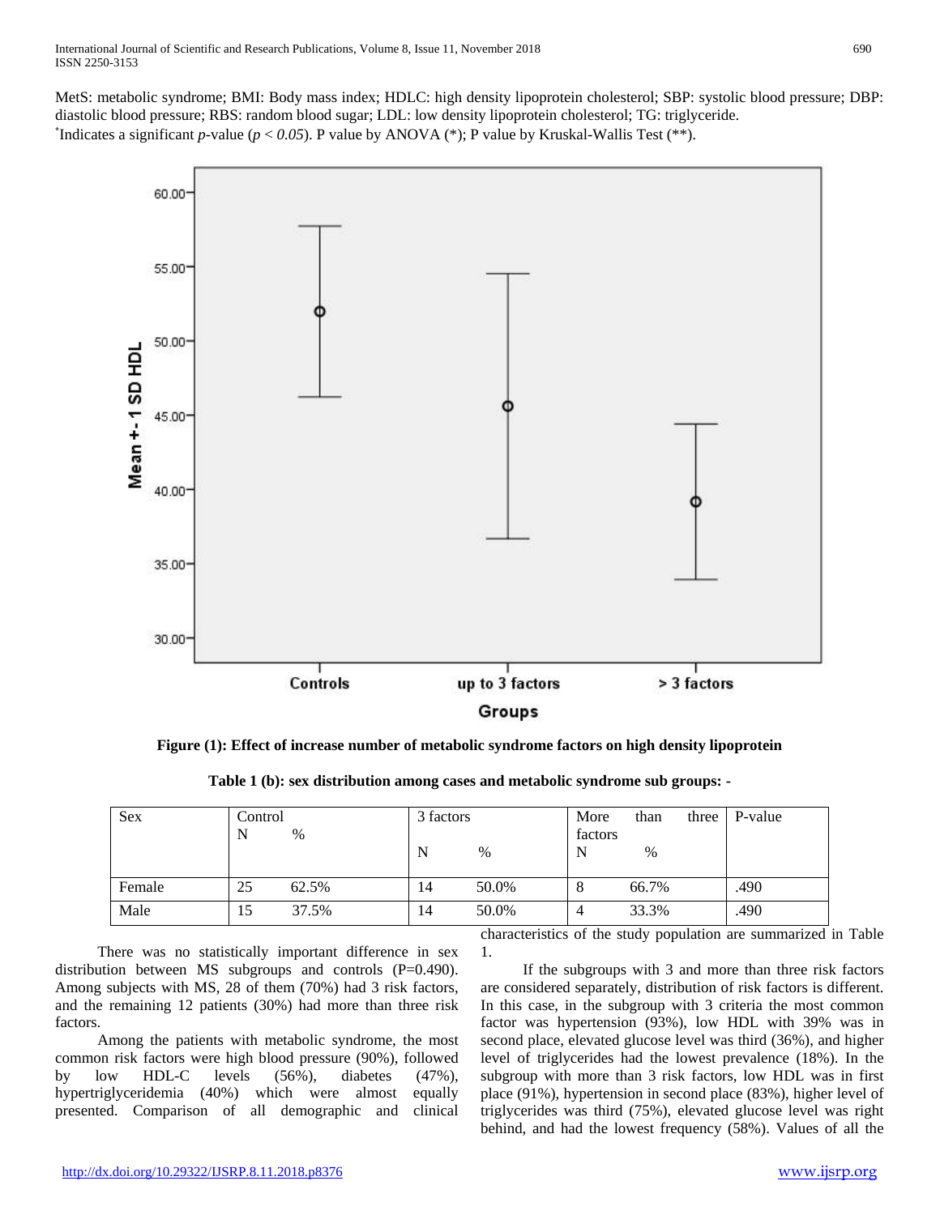MetS: metabolic syndrome; BMI: Body mass index; HDLC: high density lipoprotein cholesterol; SBP: systolic blood pressure; DBP: diastolic blood pressure; RBS: random blood sugar; LDL: low density lipoprotein cholesterol; TG: triglyceride.
*Indicates a significant *p*-value ($p < 0.05$). P value by ANOVA (*); P value by Kruskal-Wallis Test (**).

**Figure (1): Effect of increase number of metabolic syndrome factors on high density lipoprotein**

**Table 1 (b): sex distribution among cases and metabolic syndrome sub groups: -**

| Sex | Control N | Control % | 3 factors N | 3 factors % | More than three factors N | More than three factors % | P-value |
|---|---|---|---|---|---|---|---|
| Female | 25 | 62.5% | 14 | 50.0% | 8 | 66.7% | .490 |
| Male | 15 | 37.5% | 14 | 50.0% | 4 | 33.3% | .490 |

There was no statistically important difference in sex distribution between MS subgroups and controls (P=0.490). Among subjects with MS, 28 of them (70%) had 3 risk factors, and the remaining 12 patients (30%) had more than three risk factors.

Among the patients with metabolic syndrome, the most common risk factors were high blood pressure (90%), followed by low HDL-C levels (56%), diabetes (47%), hypertriglyceridemia (40%) which were almost equally presented. Comparison of all demographic and clinical characteristics of the study population are summarized in Table 1.

If the subgroups with 3 and more than three risk factors are considered separately, distribution of risk factors is different. In this case, in the subgroup with 3 criteria the most common factor was hypertension (93%), low HDL with 39% was in second place, elevated glucose level was third (36%), and higher level of triglycerides had the lowest prevalence (18%). In the subgroup with more than 3 risk factors, low HDL was in first place (91%), hypertension in second place (83%), higher level of triglycerides was third (75%), elevated glucose level was right behind, and had the lowest frequency (58%). Values of all the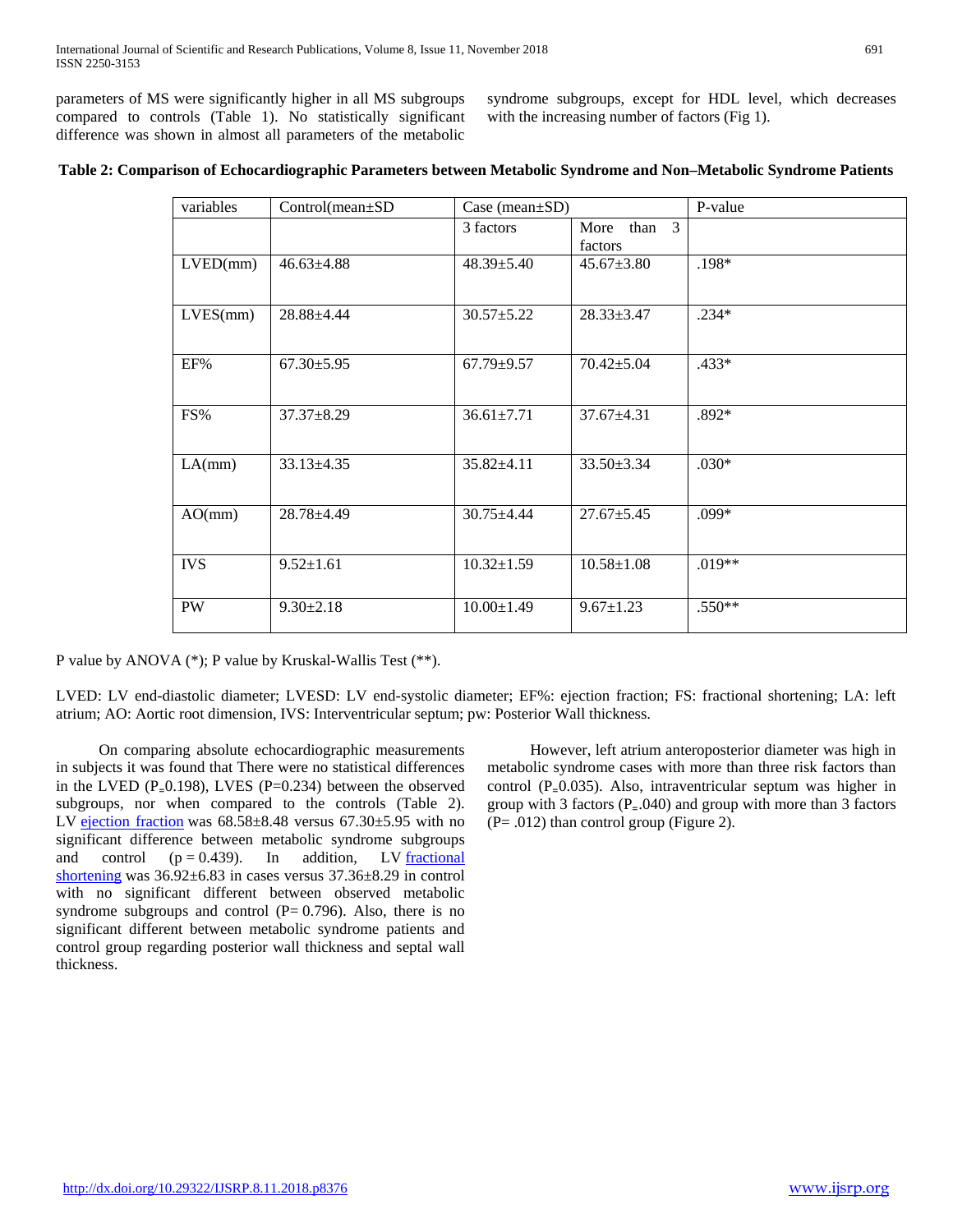parameters of MS were significantly higher in all MS subgroups compared to controls (Table 1). No statistically significant difference was shown in almost all parameters of the metabolic syndrome subgroups, except for HDL level, which decreases with the increasing number of factors (Fig 1).

**Table 2: Comparison of Echocardiographic Parameters between Metabolic Syndrome and Non–Metabolic Syndrome Patients**

| variables | Control(mean±SD | Case (mean±SD) | | P-value |
|---|---|---|---|---|
| | | 3 factors | More than 3 factors | |
| LVED(mm) | 46.63±4.88 | 48.39±5.40 | 45.67±3.80 | .198* |
| LVES(mm) | 28.88±4.44 | 30.57±5.22 | 28.33±3.47 | .234* |
| EF% | 67.30±5.95 | 67.79±9.57 | 70.42±5.04 | .433* |
| FS% | 37.37±8.29 | 36.61±7.71 | 37.67±4.31 | .892* |
| LA(mm) | 33.13±4.35 | 35.82±4.11 | 33.50±3.34 | .030* |
| AO(mm) | 28.78±4.49 | 30.75±4.44 | 27.67±5.45 | .099* |
| IVS | 9.52±1.61 | 10.32±1.59 | 10.58±1.08 | .019** |
| PW | 9.30±2.18 | 10.00±1.49 | 9.67±1.23 | .550** |

P value by ANOVA (*); P value by Kruskal-Wallis Test (**).

LVED: LV end-diastolic diameter; LVESD: LV end-systolic diameter; EF%: ejection fraction; FS: fractional shortening; LA: left atrium; AO: Aortic root dimension, IVS: Interventricular septum; pw: Posterior Wall thickness.

On comparing absolute echocardiographic measurements in subjects it was found that There were no statistical differences in the LVED (P=0.198), LVES (P=0.234) between the observed subgroups, nor when compared to the controls (Table 2). LV ejection fraction was 68.58±8.48 versus 67.30±5.95 with no significant difference between metabolic syndrome subgroups and control (p = 0.439). In addition, LV fractional shortening was 36.92±6.83 in cases versus 37.36±8.29 in control with no significant different between observed metabolic syndrome subgroups and control (P= 0.796). Also, there is no significant different between metabolic syndrome patients and control group regarding posterior wall thickness and septal wall thickness.

However, left atrium anteroposterior diameter was high in metabolic syndrome cases with more than three risk factors than control (P=0.035). Also, intraventricular septum was higher in group with 3 factors (P=.040) and group with more than 3 factors (P= .012) than control group (Figure 2).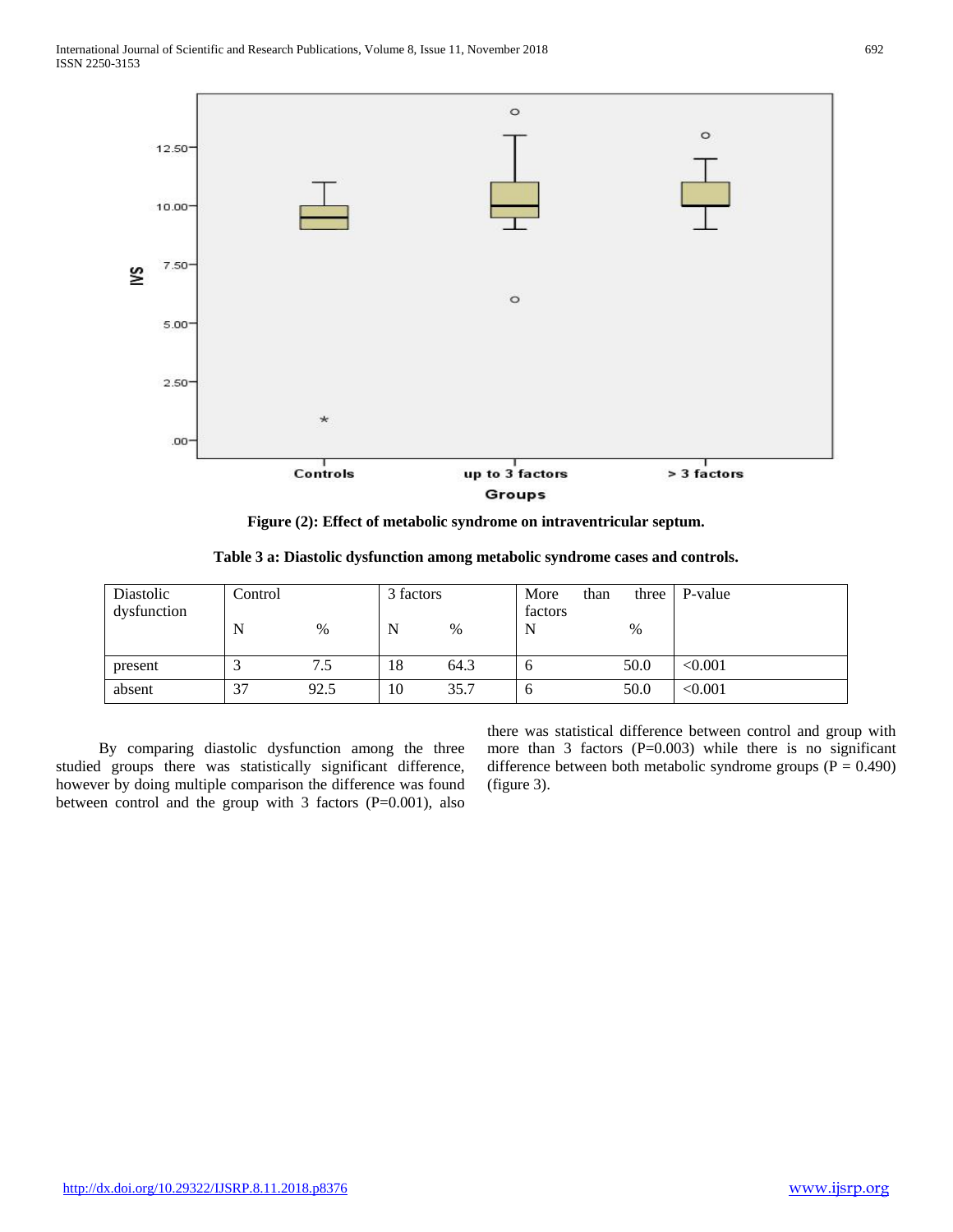**Figure (2): Effect of metabolic syndrome on intraventricular septum.**

**Table 3 a: Diastolic dysfunction among metabolic syndrome cases and controls.**

| Diastolic dysfunction | Control | | 3 factors | | More than three factors | | P-value |
|---|---|---|---|---|---|---|---|
| | N | % | N | % | N | % | |
| present | 3 | 7.5 | 18 | 64.3 | 6 | 50.0 | <0.001 |
| absent | 37 | 92.5 | 10 | 35.7 | 6 | 50.0 | <0.001 |

By comparing diastolic dysfunction among the three studied groups there was statistically significant difference, however by doing multiple comparison the difference was found between control and the group with 3 factors (P=0.001), also there was statistical difference between control and group with more than 3 factors (P=0.003) while there is no significant difference between both metabolic syndrome groups (P = 0.490) (figure 3).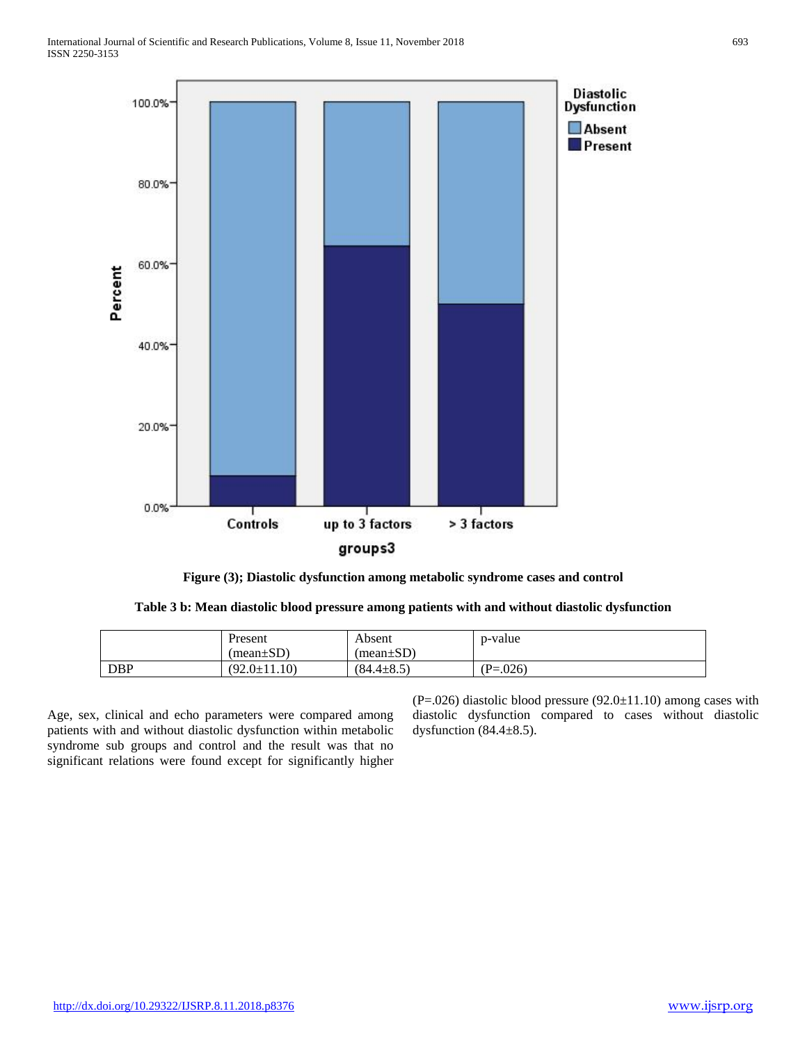**Figure (3); Diastolic dysfunction among metabolic syndrome cases and control**

**Table 3 b: Mean diastolic blood pressure among patients with and without diastolic dysfunction**

| | Present (mean±SD) | Absent (mean±SD) | p-value |
|---|---|---|---|
| DBP | (92.0±11.10) | (84.4±8.5) | (P=.026) |

Age, sex, clinical and echo parameters were compared among patients with and without diastolic dysfunction within metabolic syndrome sub groups and control and the result was that no significant relations were found except for significantly higher (P=.026) diastolic blood pressure (92.0±11.10) among cases with diastolic dysfunction compared to cases without diastolic dysfunction (84.4±8.5).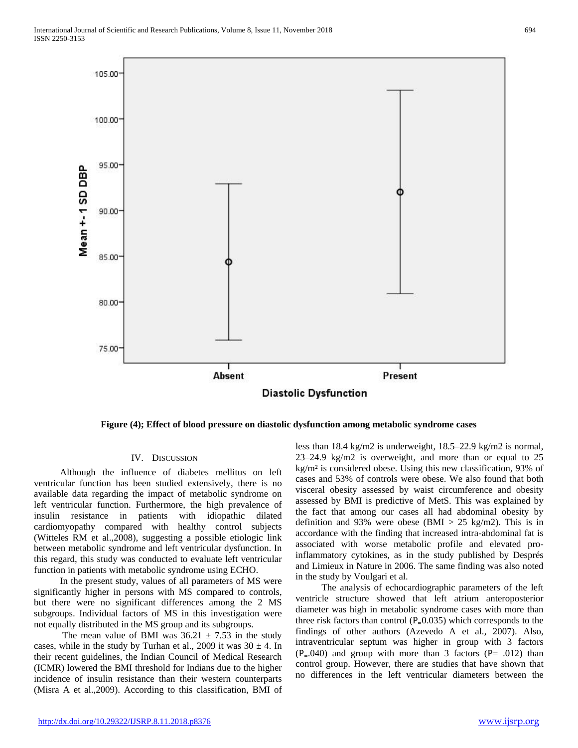Figure (4); Effect of blood pressure on diastolic dysfunction among metabolic syndrome cases

## IV. Discussion

Although the influence of diabetes mellitus on left ventricular function has been studied extensively, there is no available data regarding the impact of metabolic syndrome on left ventricular function. Furthermore, the high prevalence of insulin resistance in patients with idiopathic dilated cardiomyopathy compared with healthy control subjects (Witteles RM et al.,2008), suggesting a possible etiologic link between metabolic syndrome and left ventricular dysfunction. In this regard, this study was conducted to evaluate left ventricular function in patients with metabolic syndrome using ECHO.

In the present study, values of all parameters of MS were significantly higher in persons with MS compared to controls, but there were no significant differences among the 2 MS subgroups. Individual factors of MS in this investigation were not equally distributed in the MS group and its subgroups.

The mean value of BMI was 36.21 ± 7.53 in the study cases, while in the study by Turhan et al., 2009 it was 30 ± 4. In their recent guidelines, the Indian Council of Medical Research (ICMR) lowered the BMI threshold for Indians due to the higher incidence of insulin resistance than their western counterparts (Misra A et al.,2009). According to this classification, BMI of less than 18.4 kg/m2 is underweight, 18.5–22.9 kg/m2 is normal, 23–24.9 kg/m2 is overweight, and more than or equal to 25 kg/m² is considered obese. Using this new classification, 93% of cases and 53% of controls were obese. We also found that both visceral obesity assessed by waist circumference and obesity assessed by BMI is predictive of MetS. This was explained by the fact that among our cases all had abdominal obesity by definition and 93% were obese (BMI > 25 kg/m2). This is in accordance with the finding that increased intra-abdominal fat is associated with worse metabolic profile and elevated pro-inflammatory cytokines, as in the study published by Després and Limieux in Nature in 2006. The same finding was also noted in the study by Voulgari et al.

The analysis of echocardiographic parameters of the left ventricle structure showed that left atrium anteroposterior diameter was high in metabolic syndrome cases with more than three risk factors than control (P=0.035) which corresponds to the findings of other authors (Azevedo A et al., 2007). Also, intraventricular septum was higher in group with 3 factors (P=.040) and group with more than 3 factors (P= .012) than control group. However, there are studies that have shown that no differences in the left ventricular diameters between the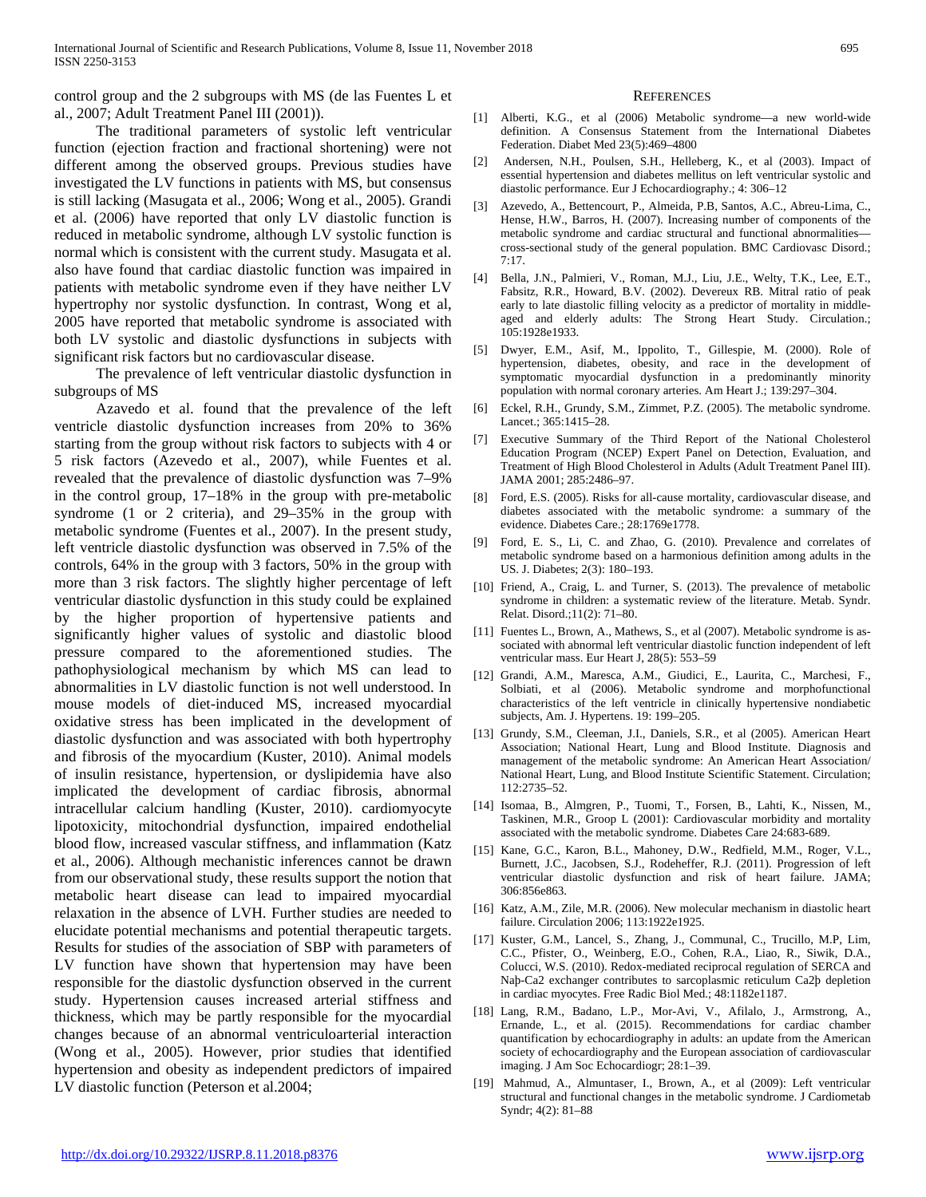control group and the 2 subgroups with MS (de las Fuentes L et al., 2007; Adult Treatment Panel III (2001)).

The traditional parameters of systolic left ventricular function (ejection fraction and fractional shortening) were not different among the observed groups. Previous studies have investigated the LV functions in patients with MS, but consensus is still lacking (Masugata et al., 2006; Wong et al., 2005). Grandi et al. (2006) have reported that only LV diastolic function is reduced in metabolic syndrome, although LV systolic function is normal which is consistent with the current study. Masugata et al. also have found that cardiac diastolic function was impaired in patients with metabolic syndrome even if they have neither LV hypertrophy nor systolic dysfunction. In contrast, Wong et al, 2005 have reported that metabolic syndrome is associated with both LV systolic and diastolic dysfunctions in subjects with significant risk factors but no cardiovascular disease.

The prevalence of left ventricular diastolic dysfunction in subgroups of MS

Azavedo et al. found that the prevalence of the left ventricle diastolic dysfunction increases from 20% to 36% starting from the group without risk factors to subjects with 4 or 5 risk factors (Azevedo et al., 2007), while Fuentes et al. revealed that the prevalence of diastolic dysfunction was 7–9% in the control group, 17–18% in the group with pre-metabolic syndrome (1 or 2 criteria), and 29–35% in the group with metabolic syndrome (Fuentes et al., 2007). In the present study, left ventricle diastolic dysfunction was observed in 7.5% of the controls, 64% in the group with 3 factors, 50% in the group with more than 3 risk factors. The slightly higher percentage of left ventricular diastolic dysfunction in this study could be explained by the higher proportion of hypertensive patients and significantly higher values of systolic and diastolic blood pressure compared to the aforementioned studies. The pathophysiological mechanism by which MS can lead to abnormalities in LV diastolic function is not well understood. In mouse models of diet-induced MS, increased myocardial oxidative stress has been implicated in the development of diastolic dysfunction and was associated with both hypertrophy and fibrosis of the myocardium (Kuster, 2010). Animal models of insulin resistance, hypertension, or dyslipidemia have also implicated the development of cardiac fibrosis, abnormal intracellular calcium handling (Kuster, 2010). cardiomyocyte lipotoxicity, mitochondrial dysfunction, impaired endothelial blood flow, increased vascular stiffness, and inflammation (Katz et al., 2006). Although mechanistic inferences cannot be drawn from our observational study, these results support the notion that metabolic heart disease can lead to impaired myocardial relaxation in the absence of LVH. Further studies are needed to elucidate potential mechanisms and potential therapeutic targets. Results for studies of the association of SBP with parameters of LV function have shown that hypertension may have been responsible for the diastolic dysfunction observed in the current study. Hypertension causes increased arterial stiffness and thickness, which may be partly responsible for the myocardial changes because of an abnormal ventriculoarterial interaction (Wong et al., 2005). However, prior studies that identified hypertension and obesity as independent predictors of impaired LV diastolic function (Peterson et al.2004;

## References

[1] Alberti, K.G., et al (2006) Metabolic syndrome—a new world-wide definition. A Consensus Statement from the International Diabetes Federation. Diabet Med 23(5):469–4800

[2] Andersen, N.H., Poulsen, S.H., Helleberg, K., et al (2003). Impact of essential hypertension and diabetes mellitus on left ventricular systolic and diastolic performance. Eur J Echocardiography.; 4: 306–12

[3] Azevedo, A., Bettencourt, P., Almeida, P.B, Santos, A.C., Abreu-Lima, C., Hense, H.W., Barros, H. (2007). Increasing number of components of the metabolic syndrome and cardiac structural and functional abnormalities—cross-sectional study of the general population. BMC Cardiovasc Disord.; 7:17.

[4] Bella, J.N., Palmieri, V., Roman, M.J., Liu, J.E., Welty, T.K., Lee, E.T., Fabsitz, R.R., Howard, B.V. (2002). Devereux RB. Mitral ratio of peak early to late diastolic filling velocity as a predictor of mortality in middle-aged and elderly adults: The Strong Heart Study. Circulation.; 105:1928e1933.

[5] Dwyer, E.M., Asif, M., Ippolito, T., Gillespie, M. (2000). Role of hypertension, diabetes, obesity, and race in the development of symptomatic myocardial dysfunction in a predominantly minority population with normal coronary arteries. Am Heart J.; 139:297–304.

[6] Eckel, R.H., Grundy, S.M., Zimmet, P.Z. (2005). The metabolic syndrome. Lancet.; 365:1415–28.

[7] Executive Summary of the Third Report of the National Cholesterol Education Program (NCEP) Expert Panel on Detection, Evaluation, and Treatment of High Blood Cholesterol in Adults (Adult Treatment Panel III). JAMA 2001; 285:2486–97.

[8] Ford, E.S. (2005). Risks for all-cause mortality, cardiovascular disease, and diabetes associated with the metabolic syndrome: a summary of the evidence. Diabetes Care.; 28:1769e1778.

[9] Ford, E. S., Li, C. and Zhao, G. (2010). Prevalence and correlates of metabolic syndrome based on a harmonious definition among adults in the US. J. Diabetes; 2(3): 180–193.

[10] Friend, A., Craig, L. and Turner, S. (2013). The prevalence of metabolic syndrome in children: a systematic review of the literature. Metab. Syndr. Relat. Disord.;11(2): 71–80.

[11] Fuentes L., Brown, A., Mathews, S., et al (2007). Metabolic syndrome is associated with abnormal left ventricular diastolic function independent of left ventricular mass. Eur Heart J, 28(5): 553–59

[12] Grandi, A.M., Maresca, A.M., Giudici, E., Laurita, C., Marchesi, F., Solbiati, et al (2006). Metabolic syndrome and morphofunctional characteristics of the left ventricle in clinically hypertensive nondiabetic subjects, Am. J. Hypertens. 19: 199–205.

[13] Grundy, S.M., Cleeman, J.I., Daniels, S.R., et al (2005). American Heart Association; National Heart, Lung and Blood Institute. Diagnosis and management of the metabolic syndrome: An American Heart Association/ National Heart, Lung, and Blood Institute Scientific Statement. Circulation; 112:2735–52.

[14] Isomaa, B., Almgren, P., Tuomi, T., Forsen, B., Lahti, K., Nissen, M., Taskinen, M.R., Groop L (2001): Cardiovascular morbidity and mortality associated with the metabolic syndrome. Diabetes Care 24:683-689.

[15] Kane, G.C., Karon, B.L., Mahoney, D.W., Redfield, M.M., Roger, V.L., Burnett, J.C., Jacobsen, S.J., Rodeheffer, R.J. (2011). Progression of left ventricular diastolic dysfunction and risk of heart failure. JAMA; 306:856e863.

[16] Katz, A.M., Zile, M.R. (2006). New molecular mechanism in diastolic heart failure. Circulation 2006; 113:1922e1925.

[17] Kuster, G.M., Lancel, S., Zhang, J., Communal, C., Trucillo, M.P, Lim, C.C., Pfister, O., Weinberg, E.O., Cohen, R.A., Liao, R., Siwik, D.A., Colucci, W.S. (2010). Redox-mediated reciprocal regulation of SERCA and Naþ-Ca2 exchanger contributes to sarcoplasmic reticulum Ca2þ depletion in cardiac myocytes. Free Radic Biol Med.; 48:1182e1187.

[18] Lang, R.M., Badano, L.P., Mor-Avi, V., Afilalo, J., Armstrong, A., Ernande, L., et al. (2015). Recommendations for cardiac chamber quantification by echocardiography in adults: an update from the American society of echocardiography and the European association of cardiovascular imaging. J Am Soc Echocardiogr; 28:1–39.

[19] Mahmud, A., Almuntaser, I., Brown, A., et al (2009): Left ventricular structural and functional changes in the metabolic syndrome. J Cardiometab Syndr; 4(2): 81–88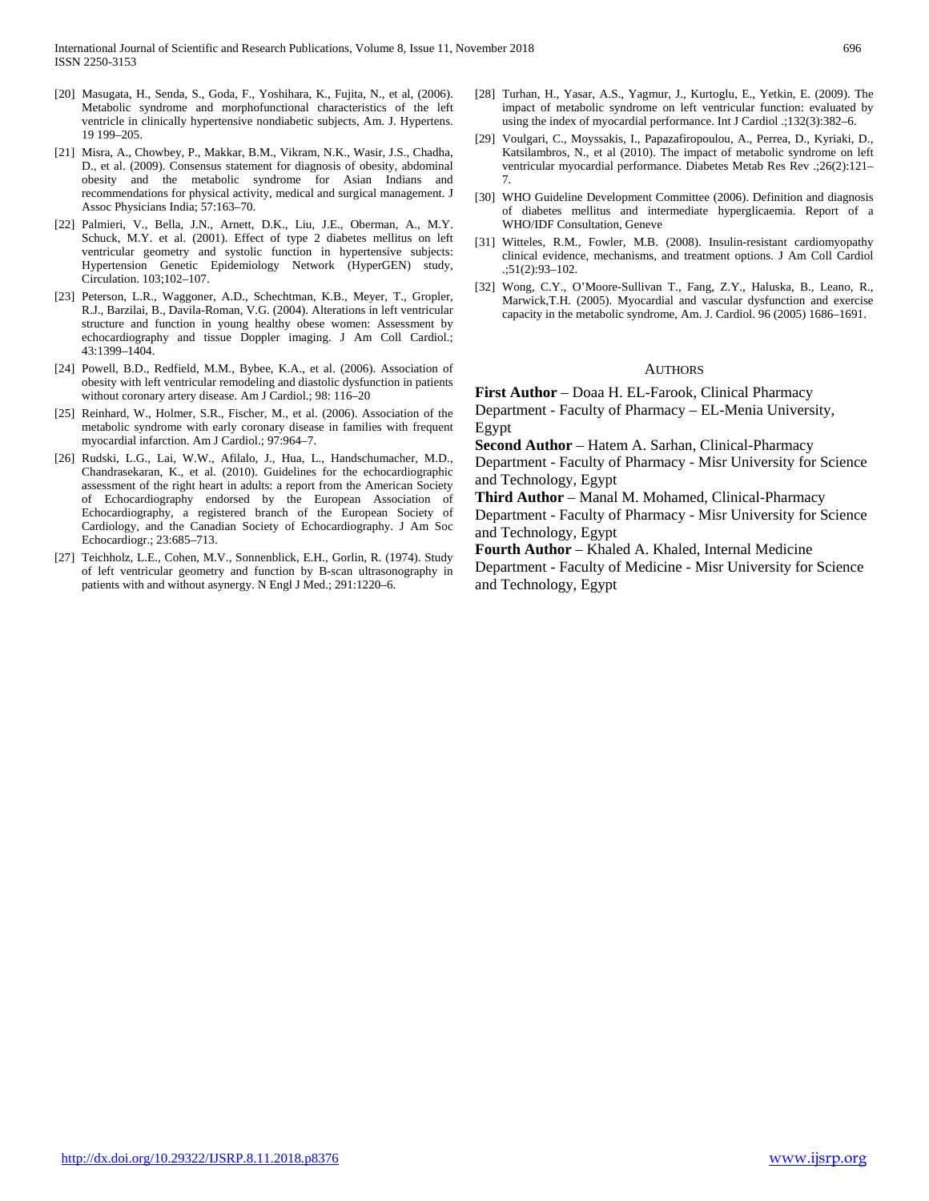[20] Masugata, H., Senda, S., Goda, F., Yoshihara, K., Fujita, N., et al, (2006). Metabolic syndrome and morphofunctional characteristics of the left ventricle in clinically hypertensive nondiabetic subjects, Am. J. Hypertens. 19 199–205.

[21] Misra, A., Chowbey, P., Makkar, B.M., Vikram, N.K., Wasir, J.S., Chadha, D., et al. (2009). Consensus statement for diagnosis of obesity, abdominal obesity and the metabolic syndrome for Asian Indians and recommendations for physical activity, medical and surgical management. J Assoc Physicians India; 57:163–70.

[22] Palmieri, V., Bella, J.N., Arnett, D.K., Liu, J.E., Oberman, A., M.Y. Schuck, M.Y. et al. (2001). Effect of type 2 diabetes mellitus on left ventricular geometry and systolic function in hypertensive subjects: Hypertension Genetic Epidemiology Network (HyperGEN) study, Circulation. 103;102–107.

[23] Peterson, L.R., Waggoner, A.D., Schechtman, K.B., Meyer, T., Gropler, R.J., Barzilai, B., Davila-Roman, V.G. (2004). Alterations in left ventricular structure and function in young healthy obese women: Assessment by echocardiography and tissue Doppler imaging. J Am Coll Cardiol.; 43:1399–1404.

[24] Powell, B.D., Redfield, M.M., Bybee, K.A., et al. (2006). Association of obesity with left ventricular remodeling and diastolic dysfunction in patients without coronary artery disease. Am J Cardiol.; 98: 116–20

[25] Reinhard, W., Holmer, S.R., Fischer, M., et al. (2006). Association of the metabolic syndrome with early coronary disease in families with frequent myocardial infarction. Am J Cardiol.; 97:964–7.

[26] Rudski, L.G., Lai, W.W., Afilalo, J., Hua, L., Handschumacher, M.D., Chandrasekaran, K., et al. (2010). Guidelines for the echocardiographic assessment of the right heart in adults: a report from the American Society of Echocardiography endorsed by the European Association of Echocardiography, a registered branch of the European Society of Cardiology, and the Canadian Society of Echocardiography. J Am Soc Echocardiogr.; 23:685–713.

[27] Teichholz, L.E., Cohen, M.V., Sonnenblick, E.H., Gorlin, R. (1974). Study of left ventricular geometry and function by B-scan ultrasonography in patients with and without asynergy. N Engl J Med.; 291:1220–6.

[28] Turhan, H., Yasar, A.S., Yagmur, J., Kurtoglu, E., Yetkin, E. (2009). The impact of metabolic syndrome on left ventricular function: evaluated by using the index of myocardial performance. Int J Cardiol .;132(3):382–6.

[29] Voulgari, C., Moyssakis, I., Papazafiropoulou, A., Perrea, D., Kyriaki, D., Katsilambros, N., et al (2010). The impact of metabolic syndrome on left ventricular myocardial performance. Diabetes Metab Res Rev .;26(2):121–7.

[30] WHO Guideline Development Committee (2006). Definition and diagnosis of diabetes mellitus and intermediate hyperglicaemia. Report of a WHO/IDF Consultation, Geneve

[31] Witteles, R.M., Fowler, M.B. (2008). Insulin-resistant cardiomyopathy clinical evidence, mechanisms, and treatment options. J Am Coll Cardiol .;51(2):93–102.

[32] Wong, C.Y., O'Moore-Sullivan T., Fang, Z.Y., Haluska, B., Leano, R., Marwick,T.H. (2005). Myocardial and vascular dysfunction and exercise capacity in the metabolic syndrome, Am. J. Cardiol. 96 (2005) 1686–1691.

## AUTHORS

**First Author** – Doaa H. EL-Farook, Clinical Pharmacy Department - Faculty of Pharmacy – EL-Menia University, Egypt

**Second Author** – Hatem A. Sarhan, Clinical-Pharmacy Department - Faculty of Pharmacy - Misr University for Science and Technology, Egypt

**Third Author** – Manal M. Mohamed, Clinical-Pharmacy Department - Faculty of Pharmacy - Misr University for Science and Technology, Egypt

**Fourth Author** – Khaled A. Khaled, Internal Medicine Department - Faculty of Medicine - Misr University for Science and Technology, Egypt